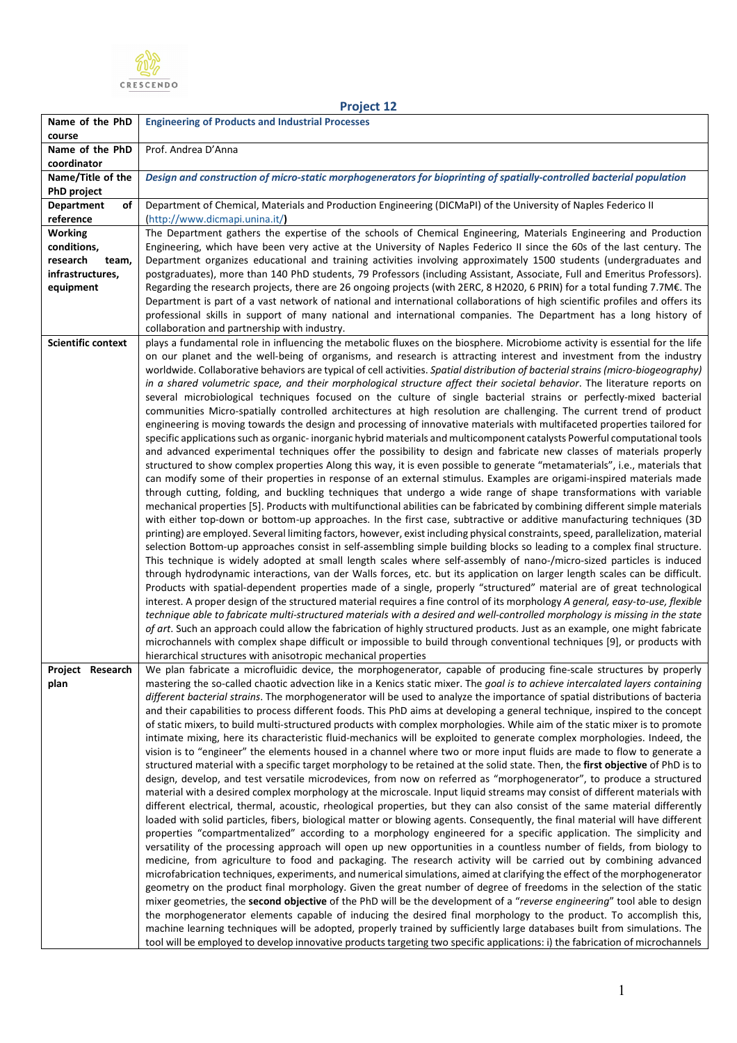## Project 12

| Name of the PhD course | **Engineering of Products and Industrial Processes** |
|---|---|
| Name of the PhD coordinator | Prof. Andrea D'Anna |
| Name/Title of the PhD project | ***Design and construction of micro-static morphogenerators for bioprinting of spatially-controlled bacterial population*** |
| Department of reference | Department of Chemical, Materials and Production Engineering (DICMaPI) of the University of Naples Federico II (http://www.dicmapi.unina.it/) |
| Working conditions, research team, infrastructures, equipment | The Department gathers the expertise of the schools of Chemical Engineering, Materials Engineering and Production Engineering, which have been very active at the University of Naples Federico II since the 60s of the last century. The Department organizes educational and training activities involving approximately 1500 students (undergraduates and postgraduates), more than 140 PhD students, 79 Professors (including Assistant, Associate, Full and Emeritus Professors). Regarding the research projects, there are 26 ongoing projects (with 2ERC, 8 H2020, 6 PRIN) for a total funding 7.7M€. The Department is part of a vast network of national and international collaborations of high scientific profiles and offers its professional skills in support of many national and international companies. The Department has a long history of collaboration and partnership with industry. |
| Scientific context | plays a fundamental role in influencing the metabolic fluxes on the biosphere. Microbiome activity is essential for the life on our planet and the well-being of organisms, and research is attracting interest and investment from the industry worldwide. Collaborative behaviors are typical of cell activities. *Spatial distribution of bacterial strains (micro-biogeography) in a shared volumetric space, and their morphological structure affect their societal behavior*. The literature reports on several microbiological techniques focused on the culture of single bacterial strains or perfectly-mixed bacterial communities Micro-spatially controlled architectures at high resolution are challenging. The current trend of product engineering is moving towards the design and processing of innovative materials with multifaceted properties tailored for specific applications such as organic- inorganic hybrid materials and multicomponent catalysts Powerful computational tools and advanced experimental techniques offer the possibility to design and fabricate new classes of materials properly structured to show complex properties Along this way, it is even possible to generate "metamaterials", i.e., materials that can modify some of their properties in response of an external stimulus. Examples are origami-inspired materials made through cutting, folding, and buckling techniques that undergo a wide range of shape transformations with variable mechanical properties [5]. Products with multifunctional abilities can be fabricated by combining different simple materials with either top-down or bottom-up approaches. In the first case, subtractive or additive manufacturing techniques (3D printing) are employed. Several limiting factors, however, exist including physical constraints, speed, parallelization, material selection Bottom-up approaches consist in self-assembling simple building blocks so leading to a complex final structure. This technique is widely adopted at small length scales where self-assembly of nano-/micro-sized particles is induced through hydrodynamic interactions, van der Walls forces, etc. but its application on larger length scales can be difficult. Products with spatial-dependent properties made of a single, properly "structured" material are of great technological interest. A proper design of the structured material requires a fine control of its morphology *A general, easy-to-use, flexible technique able to fabricate multi-structured materials with a desired and well-controlled morphology is missing in the state of art*. Such an approach could allow the fabrication of highly structured products. Just as an example, one might fabricate microchannels with complex shape difficult or impossible to build through conventional techniques [9], or products with hierarchical structures with anisotropic mechanical properties |
| Project Research plan | We plan fabricate a microfluidic device, the morphogenerator, capable of producing fine-scale structures by properly mastering the so-called chaotic advection like in a Kenics static mixer. The *goal is to achieve intercalated layers containing different bacterial strains*. The morphogenerator will be used to analyze the importance of spatial distributions of bacteria and their capabilities to process different foods. This PhD aims at developing a general technique, inspired to the concept of static mixers, to build multi-structured products with complex morphologies. While aim of the static mixer is to promote intimate mixing, here its characteristic fluid-mechanics will be exploited to generate complex morphologies. Indeed, the vision is to "engineer" the elements housed in a channel where two or more input fluids are made to flow to generate a structured material with a specific target morphology to be retained at the solid state. Then, the **first objective** of PhD is to design, develop, and test versatile microdevices, from now on referred as "morphogenerator", to produce a structured material with a desired complex morphology at the microscale. Input liquid streams may consist of different materials with different electrical, thermal, acoustic, rheological properties, but they can also consist of the same material differently loaded with solid particles, fibers, biological matter or blowing agents. Consequently, the final material will have different properties "compartmentalized" according to a morphology engineered for a specific application. The simplicity and versatility of the processing approach will open up new opportunities in a countless number of fields, from biology to medicine, from agriculture to food and packaging. The research activity will be carried out by combining advanced microfabrication techniques, experiments, and numerical simulations, aimed at clarifying the effect of the morphogenerator geometry on the product final morphology. Given the great number of degree of freedoms in the selection of the static mixer geometries, the **second objective** of the PhD will be the development of a "*reverse engineering*" tool able to design the morphogenerator elements capable of inducing the desired final morphology to the product. To accomplish this, machine learning techniques will be adopted, properly trained by sufficiently large databases built from simulations. The tool will be employed to develop innovative products targeting two specific applications: i) the fabrication of microchannels |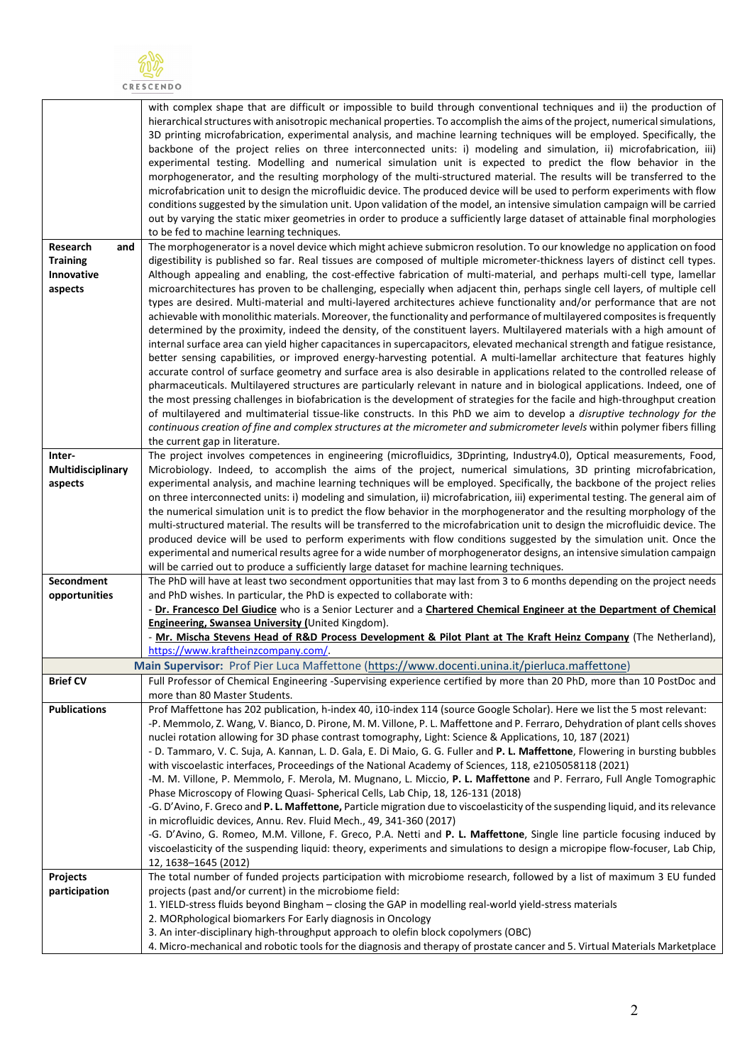| | |
|---|---|
| | with complex shape that are difficult or impossible to build through conventional techniques and ii) the production of hierarchical structures with anisotropic mechanical properties. To accomplish the aims of the project, numerical simulations, 3D printing microfabrication, experimental analysis, and machine learning techniques will be employed. Specifically, the backbone of the project relies on three interconnected units: i) modeling and simulation, ii) microfabrication, iii) experimental testing. Modelling and numerical simulation unit is expected to predict the flow behavior in the morphogenerator, and the resulting morphology of the multi-structured material. The results will be transferred to the microfabrication unit to design the microfluidic device. The produced device will be used to perform experiments with flow conditions suggested by the simulation unit. Upon validation of the model, an intensive simulation campaign will be carried out by varying the static mixer geometries in order to produce a sufficiently large dataset of attainable final morphologies to be fed to machine learning techniques. |
| **Research and Training Innovative aspects** | The morphogenerator is a novel device which might achieve submicron resolution. To our knowledge no application on food digestibility is published so far. Real tissues are composed of multiple micrometer-thickness layers of distinct cell types. Although appealing and enabling, the cost-effective fabrication of multi-material, and perhaps multi-cell type, lamellar microarchitectures has proven to be challenging, especially when adjacent thin, perhaps single cell layers, of multiple cell types are desired. Multi-material and multi-layered architectures achieve functionality and/or performance that are not achievable with monolithic materials. Moreover, the functionality and performance of multilayered composites is frequently determined by the proximity, indeed the density, of the constituent layers. Multilayered materials with a high amount of internal surface area can yield higher capacitances in supercapacitors, elevated mechanical strength and fatigue resistance, better sensing capabilities, or improved energy-harvesting potential. A multi-lamellar architecture that features highly accurate control of surface geometry and surface area is also desirable in applications related to the controlled release of pharmaceuticals. Multilayered structures are particularly relevant in nature and in biological applications. Indeed, one of the most pressing challenges in biofabrication is the development of strategies for the facile and high-throughput creation of multilayered and multimaterial tissue-like constructs. In this PhD we aim to develop a *disruptive technology for the continuous creation of fine and complex structures at the micrometer and submicrometer levels* within polymer fibers filling the current gap in literature. |
| **Inter-Multidisciplinary aspects** | The project involves competences in engineering (microfluidics, 3Dprinting, Industry4.0), Optical measurements, Food, Microbiology. Indeed, to accomplish the aims of the project, numerical simulations, 3D printing microfabrication, experimental analysis, and machine learning techniques will be employed. Specifically, the backbone of the project relies on three interconnected units: i) modeling and simulation, ii) microfabrication, iii) experimental testing. The general aim of the numerical simulation unit is to predict the flow behavior in the morphogenerator and the resulting morphology of the multi-structured material. The results will be transferred to the microfabrication unit to design the microfluidic device. The produced device will be used to perform experiments with flow conditions suggested by the simulation unit. Once the experimental and numerical results agree for a wide number of morphogenerator designs, an intensive simulation campaign will be carried out to produce a sufficiently large dataset for machine learning techniques. |
| **Secondment opportunities** | The PhD will have at least two secondment opportunities that may last from 3 to 6 months depending on the project needs and PhD wishes. In particular, the PhD is expected to collaborate with:<br>- **Dr. Francesco Del Giudice** who is a Senior Lecturer and a **Chartered Chemical Engineer at the Department of Chemical Engineering, Swansea University (**United Kingdom).<br>- **Mr. Mischa Stevens Head of R&D Process Development & Pilot Plant at The Kraft Heinz Company** (The Netherland), https://www.kraftheinzcompany.com/. |
| **Main Supervisor:** Prof Pier Luca Maffettone (https://www.docenti.unina.it/pierluca.maffettone) | |
| **Brief CV** | Full Professor of Chemical Engineering -Supervising experience certified by more than 20 PhD, more than 10 PostDoc and more than 80 Master Students. |
| **Publications** | Prof Maffettone has 202 publication, h-index 40, i10-index 114 (source Google Scholar). Here we list the 5 most relevant:<br>-P. Memmolo, Z. Wang, V. Bianco, D. Pirone, M. M. Villone, P. L. Maffettone and P. Ferraro, Dehydration of plant cells shoves nuclei rotation allowing for 3D phase contrast tomography, Light: Science & Applications, 10, 187 (2021)<br>- D. Tammaro, V. C. Suja, A. Kannan, L. D. Gala, E. Di Maio, G. G. Fuller and **P. L. Maffettone**, Flowering in bursting bubbles with viscoelastic interfaces, Proceedings of the National Academy of Sciences, 118, e2105058118 (2021)<br>-M. M. Villone, P. Memmolo, F. Merola, M. Mugnano, L. Miccio, **P. L. Maffettone** and P. Ferraro, Full Angle Tomographic Phase Microscopy of Flowing Quasi- Spherical Cells, Lab Chip, 18, 126-131 (2018)<br>-G. D'Avino, F. Greco and **P. L. Maffettone,** Particle migration due to viscoelasticity of the suspending liquid, and its relevance in microfluidic devices, Annu. Rev. Fluid Mech., 49, 341-360 (2017)<br>-G. D'Avino, G. Romeo, M.M. Villone, F. Greco, P.A. Netti and **P. L. Maffettone**, Single line particle focusing induced by viscoelasticity of the suspending liquid: theory, experiments and simulations to design a micropipe flow-focuser, Lab Chip, 12, 1638–1645 (2012) |
| **Projects participation** | The total number of funded projects participation with microbiome research, followed by a list of maximum 3 EU funded projects (past and/or current) in the microbiome field:<br>1. YIELD-stress fluids beyond Bingham – closing the GAP in modelling real-world yield-stress materials<br>2. MORphological biomarkers For Early diagnosis in Oncology<br>3. An inter-disciplinary high-throughput approach to olefin block copolymers (OBC)<br>4. Micro-mechanical and robotic tools for the diagnosis and therapy of prostate cancer and 5. Virtual Materials Marketplace |